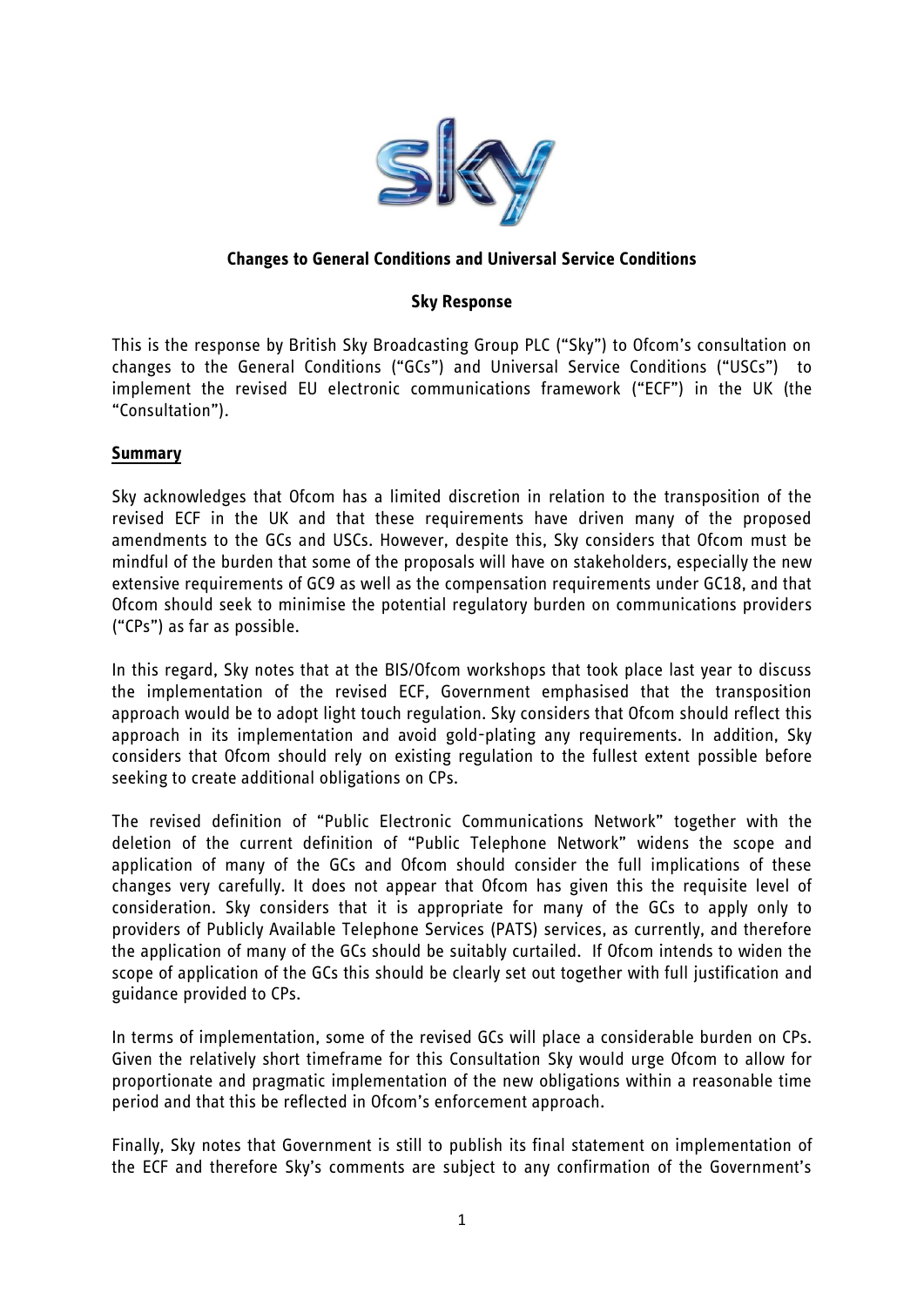**Changes to General Conditions and Universal Service Conditions**

**Sky Response**

This is the response by British Sky Broadcasting Group PLC ("Sky") to Ofcom's consultation on changes to the General Conditions ("GCs") and Universal Service Conditions ("USCs") to implement the revised EU electronic communications framework ("ECF") in the UK (the "Consultation").

## Summary

Sky acknowledges that Ofcom has a limited discretion in relation to the transposition of the revised ECF in the UK and that these requirements have driven many of the proposed amendments to the GCs and USCs. However, despite this, Sky considers that Ofcom must be mindful of the burden that some of the proposals will have on stakeholders, especially the new extensive requirements of GC9 as well as the compensation requirements under GC18, and that Ofcom should seek to minimise the potential regulatory burden on communications providers ("CPs") as far as possible.

In this regard, Sky notes that at the BIS/Ofcom workshops that took place last year to discuss the implementation of the revised ECF, Government emphasised that the transposition approach would be to adopt light touch regulation. Sky considers that Ofcom should reflect this approach in its implementation and avoid gold-plating any requirements. In addition, Sky considers that Ofcom should rely on existing regulation to the fullest extent possible before seeking to create additional obligations on CPs.

The revised definition of "Public Electronic Communications Network" together with the deletion of the current definition of "Public Telephone Network" widens the scope and application of many of the GCs and Ofcom should consider the full implications of these changes very carefully. It does not appear that Ofcom has given this the requisite level of consideration. Sky considers that it is appropriate for many of the GCs to apply only to providers of Publicly Available Telephone Services (PATS) services, as currently, and therefore the application of many of the GCs should be suitably curtailed. If Ofcom intends to widen the scope of application of the GCs this should be clearly set out together with full justification and guidance provided to CPs.

In terms of implementation, some of the revised GCs will place a considerable burden on CPs. Given the relatively short timeframe for this Consultation Sky would urge Ofcom to allow for proportionate and pragmatic implementation of the new obligations within a reasonable time period and that this be reflected in Ofcom's enforcement approach.

Finally, Sky notes that Government is still to publish its final statement on implementation of the ECF and therefore Sky's comments are subject to any confirmation of the Government's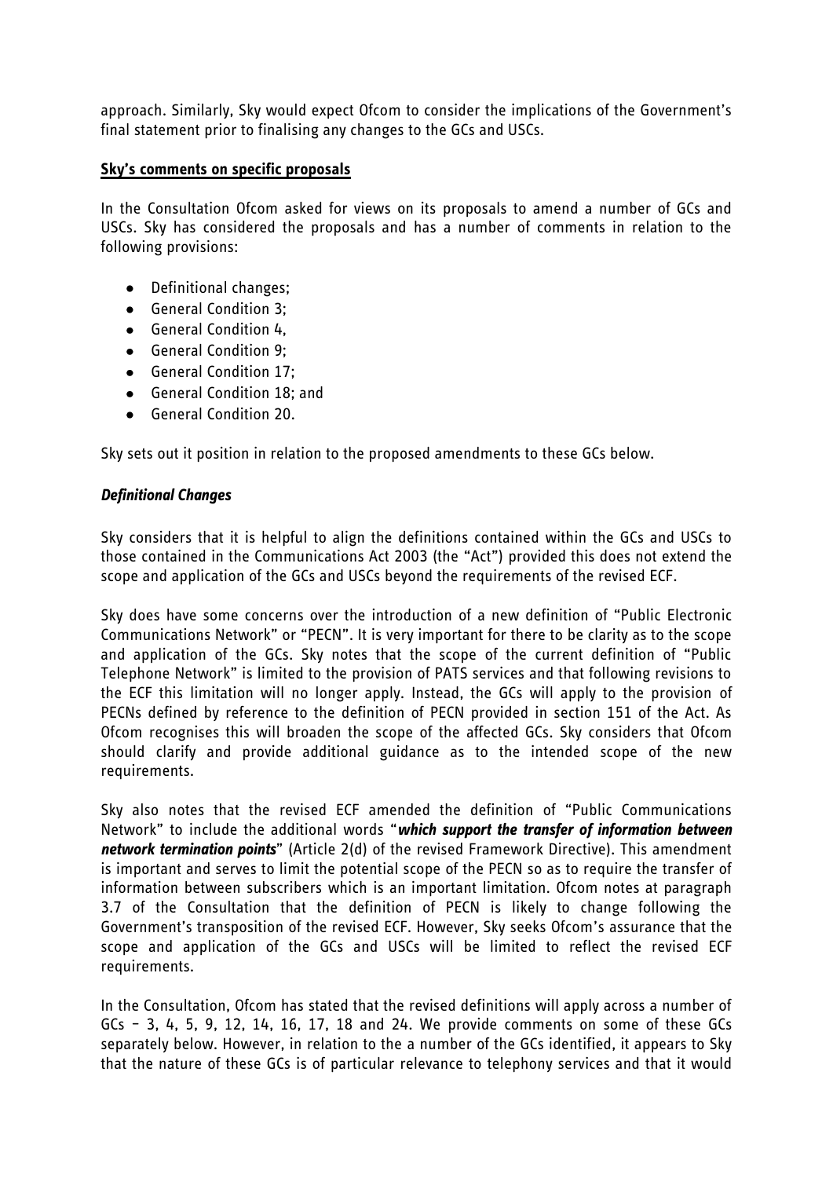approach. Similarly, Sky would expect Ofcom to consider the implications of the Government's final statement prior to finalising any changes to the GCs and USCs.

**<u>Sky's comments on specific proposals</u>**

In the Consultation Ofcom asked for views on its proposals to amend a number of GCs and USCs. Sky has considered the proposals and has a number of comments in relation to the following provisions:

- Definitional changes;
- General Condition 3;
- General Condition 4,
- General Condition 9;
- General Condition 17;
- General Condition 18; and
- General Condition 20.

Sky sets out it position in relation to the proposed amendments to these GCs below.

***Definitional Changes***

Sky considers that it is helpful to align the definitions contained within the GCs and USCs to those contained in the Communications Act 2003 (the "Act") provided this does not extend the scope and application of the GCs and USCs beyond the requirements of the revised ECF.

Sky does have some concerns over the introduction of a new definition of "Public Electronic Communications Network" or "PECN". It is very important for there to be clarity as to the scope and application of the GCs. Sky notes that the scope of the current definition of "Public Telephone Network" is limited to the provision of PATS services and that following revisions to the ECF this limitation will no longer apply. Instead, the GCs will apply to the provision of PECNs defined by reference to the definition of PECN provided in section 151 of the Act. As Ofcom recognises this will broaden the scope of the affected GCs. Sky considers that Ofcom should clarify and provide additional guidance as to the intended scope of the new requirements.

Sky also notes that the revised ECF amended the definition of "Public Communications Network" to include the additional words "***which support the transfer of information between network termination points***" (Article 2(d) of the revised Framework Directive). This amendment is important and serves to limit the potential scope of the PECN so as to require the transfer of information between subscribers which is an important limitation. Ofcom notes at paragraph 3.7 of the Consultation that the definition of PECN is likely to change following the Government's transposition of the revised ECF. However, Sky seeks Ofcom's assurance that the scope and application of the GCs and USCs will be limited to reflect the revised ECF requirements.

In the Consultation, Ofcom has stated that the revised definitions will apply across a number of GCs – 3, 4, 5, 9, 12, 14, 16, 17, 18 and 24. We provide comments on some of these GCs separately below. However, in relation to the a number of the GCs identified, it appears to Sky that the nature of these GCs is of particular relevance to telephony services and that it would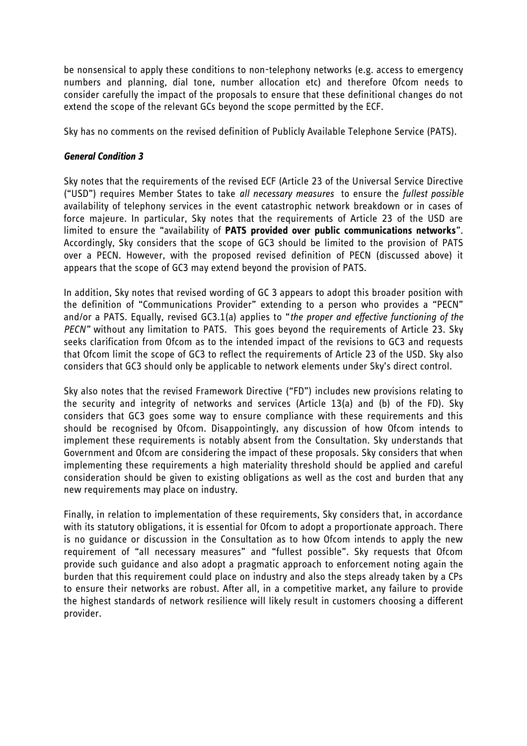be nonsensical to apply these conditions to non-telephony networks (e.g. access to emergency numbers and planning, dial tone, number allocation etc) and therefore Ofcom needs to consider carefully the impact of the proposals to ensure that these definitional changes do not extend the scope of the relevant GCs beyond the scope permitted by the ECF.

Sky has no comments on the revised definition of Publicly Available Telephone Service (PATS).

### *General Condition 3*

Sky notes that the requirements of the revised ECF (Article 23 of the Universal Service Directive ("USD") requires Member States to take *all necessary measures* to ensure the *fullest possible* availability of telephony services in the event catastrophic network breakdown or in cases of force majeure. In particular, Sky notes that the requirements of Article 23 of the USD are limited to ensure the "availability of **PATS provided over public communications networks**". Accordingly, Sky considers that the scope of GC3 should be limited to the provision of PATS over a PECN. However, with the proposed revised definition of PECN (discussed above) it appears that the scope of GC3 may extend beyond the provision of PATS.

In addition, Sky notes that revised wording of GC 3 appears to adopt this broader position with the definition of "Communications Provider" extending to a person who provides a "PECN" and/or a PATS. Equally, revised GC3.1(a) applies to "*the proper and effective functioning of the PECN*" without any limitation to PATS. This goes beyond the requirements of Article 23. Sky seeks clarification from Ofcom as to the intended impact of the revisions to GC3 and requests that Ofcom limit the scope of GC3 to reflect the requirements of Article 23 of the USD. Sky also considers that GC3 should only be applicable to network elements under Sky's direct control.

Sky also notes that the revised Framework Directive ("FD") includes new provisions relating to the security and integrity of networks and services (Article 13(a) and (b) of the FD). Sky considers that GC3 goes some way to ensure compliance with these requirements and this should be recognised by Ofcom. Disappointingly, any discussion of how Ofcom intends to implement these requirements is notably absent from the Consultation. Sky understands that Government and Ofcom are considering the impact of these proposals. Sky considers that when implementing these requirements a high materiality threshold should be applied and careful consideration should be given to existing obligations as well as the cost and burden that any new requirements may place on industry.

Finally, in relation to implementation of these requirements, Sky considers that, in accordance with its statutory obligations, it is essential for Ofcom to adopt a proportionate approach. There is no guidance or discussion in the Consultation as to how Ofcom intends to apply the new requirement of "all necessary measures" and "fullest possible". Sky requests that Ofcom provide such guidance and also adopt a pragmatic approach to enforcement noting again the burden that this requirement could place on industry and also the steps already taken by a CPs to ensure their networks are robust. After all, in a competitive market, any failure to provide the highest standards of network resilience will likely result in customers choosing a different provider.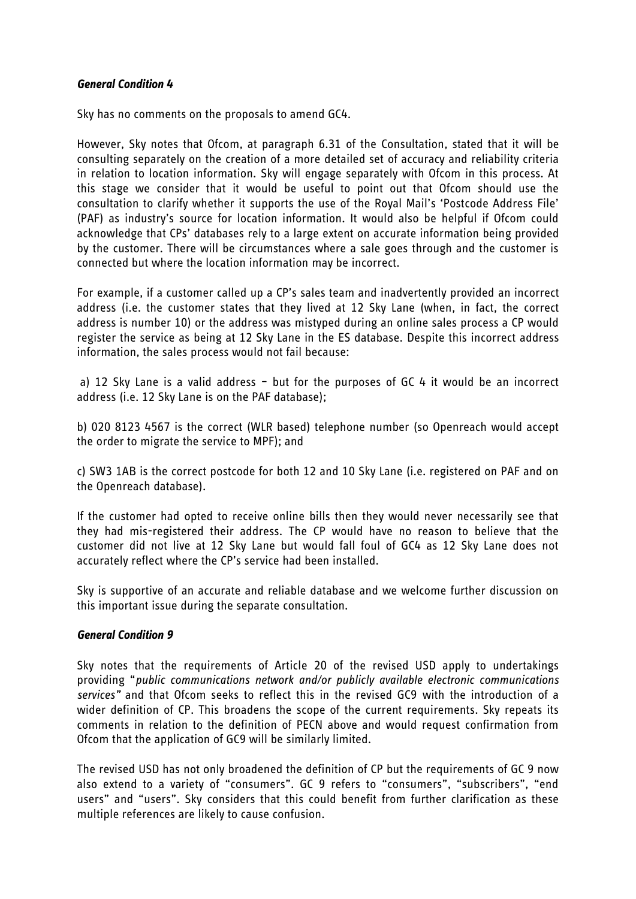### *General Condition 4*

Sky has no comments on the proposals to amend GC4.

However, Sky notes that Ofcom, at paragraph 6.31 of the Consultation, stated that it will be consulting separately on the creation of a more detailed set of accuracy and reliability criteria in relation to location information. Sky will engage separately with Ofcom in this process. At this stage we consider that it would be useful to point out that Ofcom should use the consultation to clarify whether it supports the use of the Royal Mail's 'Postcode Address File' (PAF) as industry's source for location information. It would also be helpful if Ofcom could acknowledge that CPs' databases rely to a large extent on accurate information being provided by the customer. There will be circumstances where a sale goes through and the customer is connected but where the location information may be incorrect.

For example, if a customer called up a CP's sales team and inadvertently provided an incorrect address (i.e. the customer states that they lived at 12 Sky Lane (when, in fact, the correct address is number 10) or the address was mistyped during an online sales process a CP would register the service as being at 12 Sky Lane in the ES database. Despite this incorrect address information, the sales process would not fail because:

a) 12 Sky Lane is a valid address – but for the purposes of GC 4 it would be an incorrect address (i.e. 12 Sky Lane is on the PAF database);

b) 020 8123 4567 is the correct (WLR based) telephone number (so Openreach would accept the order to migrate the service to MPF); and

c) SW3 1AB is the correct postcode for both 12 and 10 Sky Lane (i.e. registered on PAF and on the Openreach database).

If the customer had opted to receive online bills then they would never necessarily see that they had mis-registered their address. The CP would have no reason to believe that the customer did not live at 12 Sky Lane but would fall foul of GC4 as 12 Sky Lane does not accurately reflect where the CP's service had been installed.

Sky is supportive of an accurate and reliable database and we welcome further discussion on this important issue during the separate consultation.

### *General Condition 9*

Sky notes that the requirements of Article 20 of the revised USD apply to undertakings providing "*public communications network and/or publicly available electronic communications services*" and that Ofcom seeks to reflect this in the revised GC9 with the introduction of a wider definition of CP. This broadens the scope of the current requirements. Sky repeats its comments in relation to the definition of PECN above and would request confirmation from Ofcom that the application of GC9 will be similarly limited.

The revised USD has not only broadened the definition of CP but the requirements of GC 9 now also extend to a variety of "consumers". GC 9 refers to "consumers", "subscribers", "end users" and "users". Sky considers that this could benefit from further clarification as these multiple references are likely to cause confusion.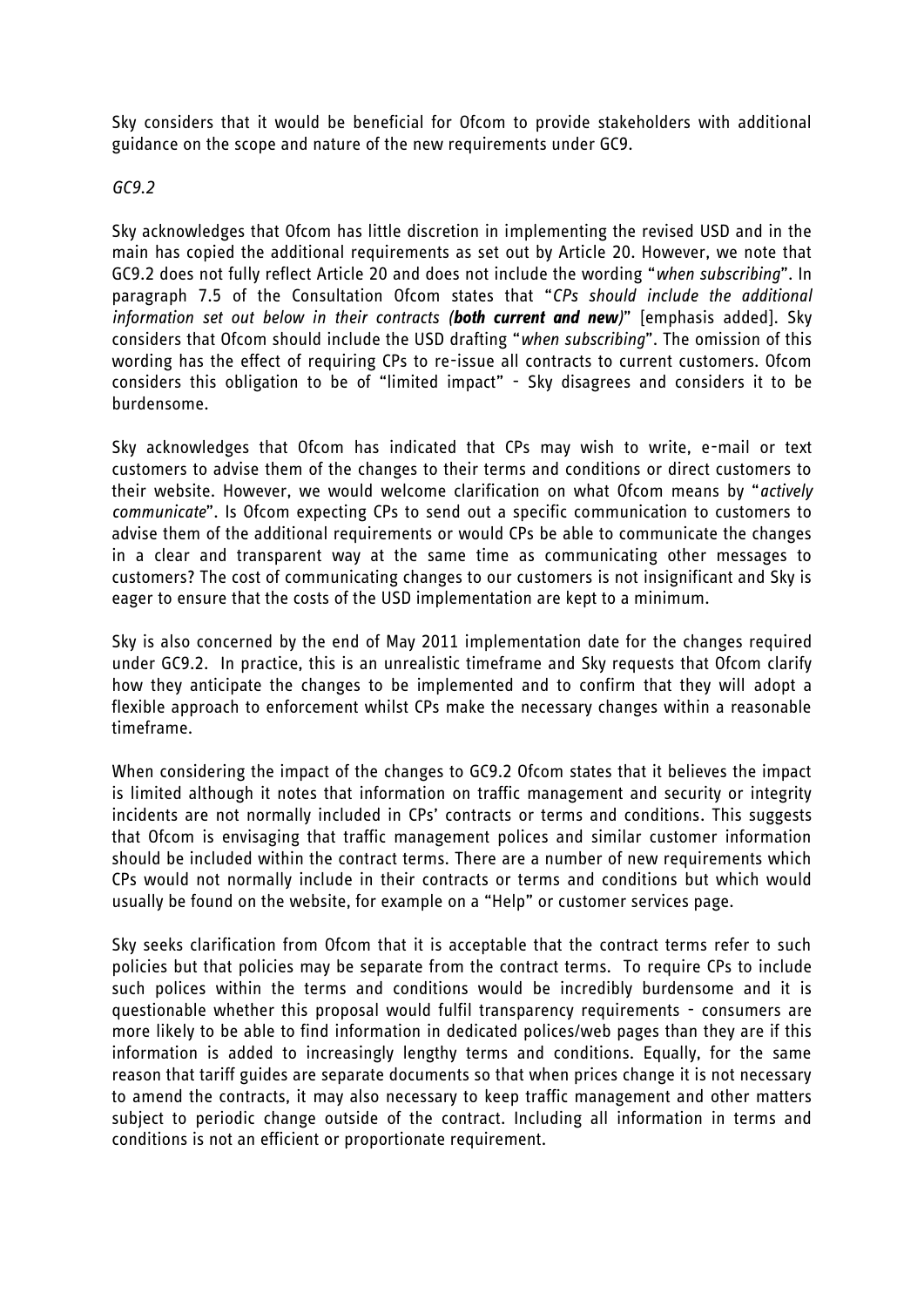Sky considers that it would be beneficial for Ofcom to provide stakeholders with additional guidance on the scope and nature of the new requirements under GC9.

*GC9.2*

Sky acknowledges that Ofcom has little discretion in implementing the revised USD and in the main has copied the additional requirements as set out by Article 20. However, we note that GC9.2 does not fully reflect Article 20 and does not include the wording "*when subscribing*". In paragraph 7.5 of the Consultation Ofcom states that "*CPs should include the additional information set out below in their contracts (**both current and new**)*" [emphasis added]. Sky considers that Ofcom should include the USD drafting "*when subscribing*". The omission of this wording has the effect of requiring CPs to re-issue all contracts to current customers. Ofcom considers this obligation to be of "limited impact" - Sky disagrees and considers it to be burdensome.

Sky acknowledges that Ofcom has indicated that CPs may wish to write, e-mail or text customers to advise them of the changes to their terms and conditions or direct customers to their website. However, we would welcome clarification on what Ofcom means by "*actively communicate*". Is Ofcom expecting CPs to send out a specific communication to customers to advise them of the additional requirements or would CPs be able to communicate the changes in a clear and transparent way at the same time as communicating other messages to customers? The cost of communicating changes to our customers is not insignificant and Sky is eager to ensure that the costs of the USD implementation are kept to a minimum.

Sky is also concerned by the end of May 2011 implementation date for the changes required under GC9.2. In practice, this is an unrealistic timeframe and Sky requests that Ofcom clarify how they anticipate the changes to be implemented and to confirm that they will adopt a flexible approach to enforcement whilst CPs make the necessary changes within a reasonable timeframe.

When considering the impact of the changes to GC9.2 Ofcom states that it believes the impact is limited although it notes that information on traffic management and security or integrity incidents are not normally included in CPs' contracts or terms and conditions. This suggests that Ofcom is envisaging that traffic management polices and similar customer information should be included within the contract terms. There are a number of new requirements which CPs would not normally include in their contracts or terms and conditions but which would usually be found on the website, for example on a "Help" or customer services page.

Sky seeks clarification from Ofcom that it is acceptable that the contract terms refer to such policies but that policies may be separate from the contract terms. To require CPs to include such polices within the terms and conditions would be incredibly burdensome and it is questionable whether this proposal would fulfil transparency requirements - consumers are more likely to be able to find information in dedicated polices/web pages than they are if this information is added to increasingly lengthy terms and conditions. Equally, for the same reason that tariff guides are separate documents so that when prices change it is not necessary to amend the contracts, it may also necessary to keep traffic management and other matters subject to periodic change outside of the contract. Including all information in terms and conditions is not an efficient or proportionate requirement.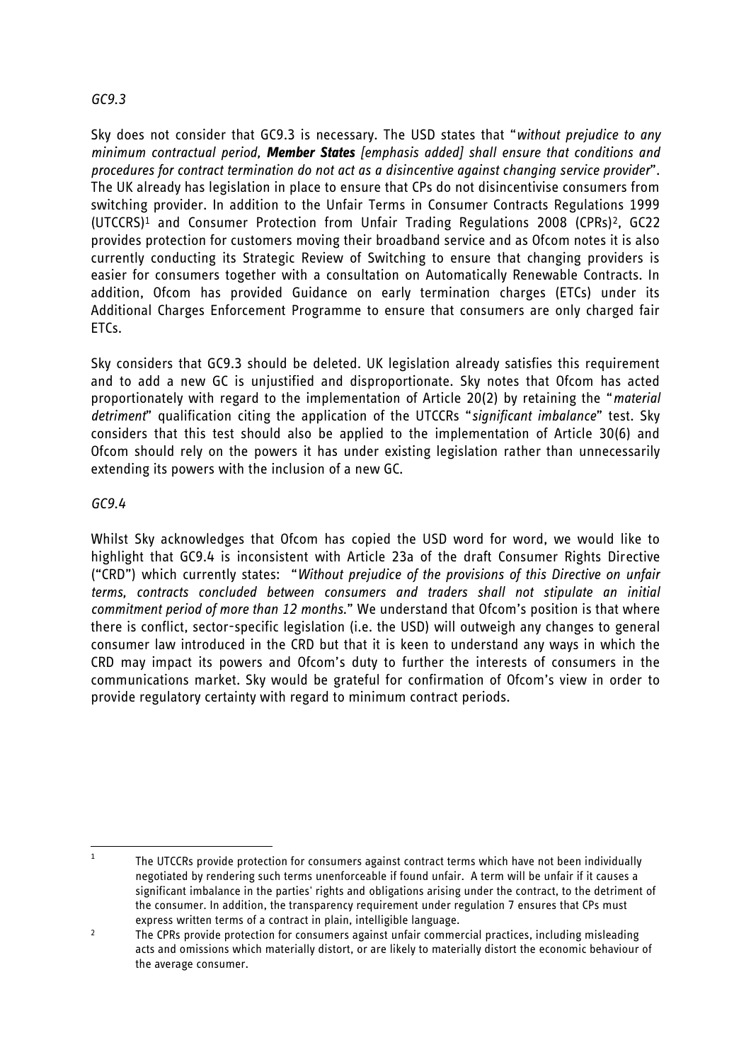*GC9.3*

Sky does not consider that GC9.3 is necessary. The USD states that "*without prejudice to any minimum contractual period, **Member States** [emphasis added] shall ensure that conditions and procedures for contract termination do not act as a disincentive against changing service provider*". The UK already has legislation in place to ensure that CPs do not disincentivise consumers from switching provider. In addition to the Unfair Terms in Consumer Contracts Regulations 1999 (UTCCRS)[1] and Consumer Protection from Unfair Trading Regulations 2008 (CPRs)[2], GC22 provides protection for customers moving their broadband service and as Ofcom notes it is also currently conducting its Strategic Review of Switching to ensure that changing providers is easier for consumers together with a consultation on Automatically Renewable Contracts. In addition, Ofcom has provided Guidance on early termination charges (ETCs) under its Additional Charges Enforcement Programme to ensure that consumers are only charged fair ETCs.

Sky considers that GC9.3 should be deleted. UK legislation already satisfies this requirement and to add a new GC is unjustified and disproportionate. Sky notes that Ofcom has acted proportionately with regard to the implementation of Article 20(2) by retaining the "*material detriment*" qualification citing the application of the UTCCRs "*significant imbalance*" test. Sky considers that this test should also be applied to the implementation of Article 30(6) and Ofcom should rely on the powers it has under existing legislation rather than unnecessarily extending its powers with the inclusion of a new GC.

*GC9.4*

Whilst Sky acknowledges that Ofcom has copied the USD word for word, we would like to highlight that GC9.4 is inconsistent with Article 23a of the draft Consumer Rights Directive ("CRD") which currently states: "*Without prejudice of the provisions of this Directive on unfair terms, contracts concluded between consumers and traders shall not stipulate an initial commitment period of more than 12 months.*" We understand that Ofcom's position is that where there is conflict, sector-specific legislation (i.e. the USD) will outweigh any changes to general consumer law introduced in the CRD but that it is keen to understand any ways in which the CRD may impact its powers and Ofcom's duty to further the interests of consumers in the communications market. Sky would be grateful for confirmation of Ofcom's view in order to provide regulatory certainty with regard to minimum contract periods.

---

[1] The UTCCRs provide protection for consumers against contract terms which have not been individually negotiated by rendering such terms unenforceable if found unfair. A term will be unfair if it causes a significant imbalance in the parties' rights and obligations arising under the contract, to the detriment of the consumer. In addition, the transparency requirement under regulation 7 ensures that CPs must express written terms of a contract in plain, intelligible language.

[2] The CPRs provide protection for consumers against unfair commercial practices, including misleading acts and omissions which materially distort, or are likely to materially distort the economic behaviour of the average consumer.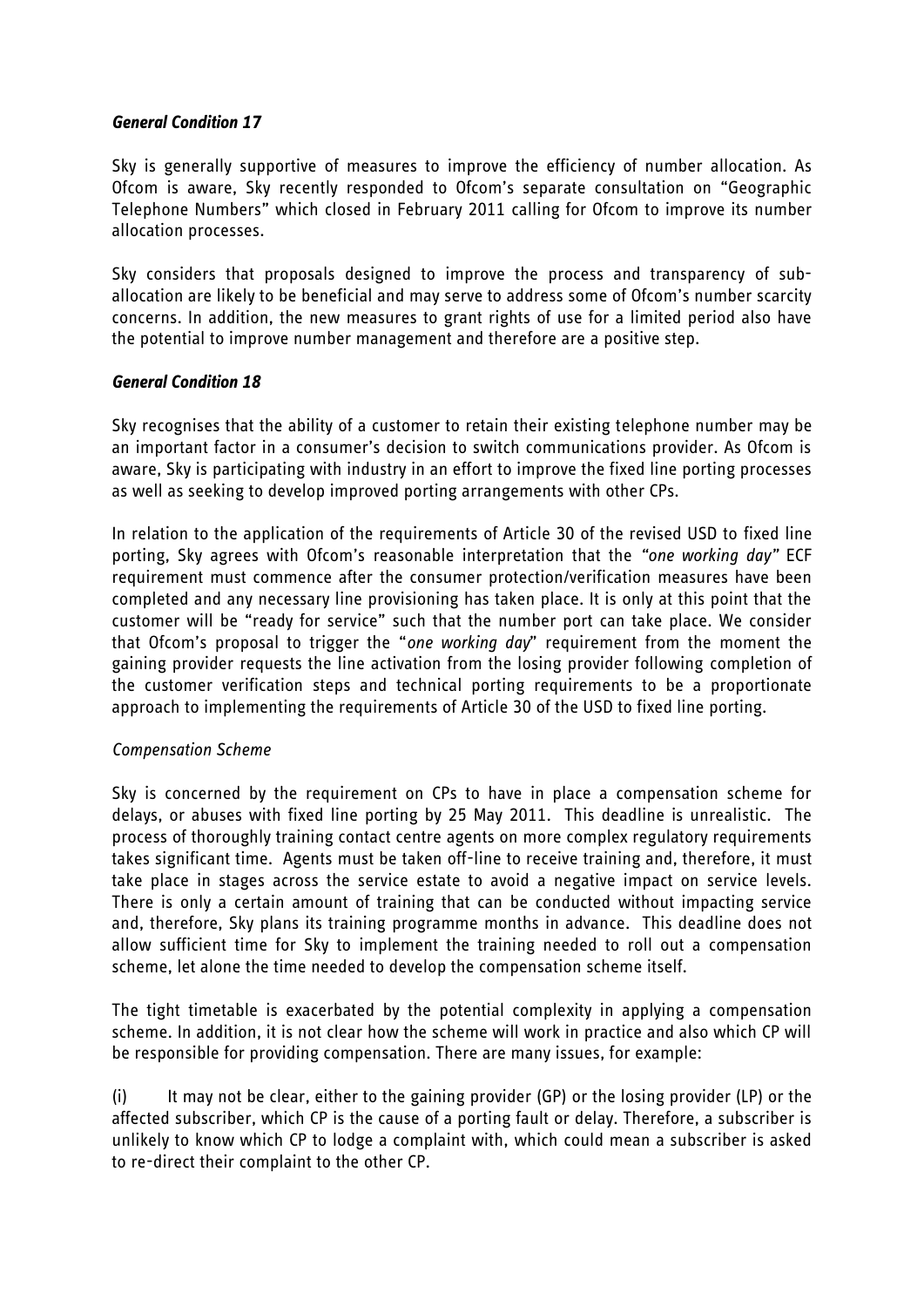***General Condition 17***

Sky is generally supportive of measures to improve the efficiency of number allocation. As Ofcom is aware, Sky recently responded to Ofcom's separate consultation on "Geographic Telephone Numbers" which closed in February 2011 calling for Ofcom to improve its number allocation processes.

Sky considers that proposals designed to improve the process and transparency of sub-allocation are likely to be beneficial and may serve to address some of Ofcom's number scarcity concerns. In addition, the new measures to grant rights of use for a limited period also have the potential to improve number management and therefore are a positive step.

***General Condition 18***

Sky recognises that the ability of a customer to retain their existing telephone number may be an important factor in a consumer's decision to switch communications provider. As Ofcom is aware, Sky is participating with industry in an effort to improve the fixed line porting processes as well as seeking to develop improved porting arrangements with other CPs.

In relation to the application of the requirements of Article 30 of the revised USD to fixed line porting, Sky agrees with Ofcom's reasonable interpretation that the *"one working day"* ECF requirement must commence after the consumer protection/verification measures have been completed and any necessary line provisioning has taken place. It is only at this point that the customer will be "ready for service" such that the number port can take place. We consider that Ofcom's proposal to trigger the "*one working day*" requirement from the moment the gaining provider requests the line activation from the losing provider following completion of the customer verification steps and technical porting requirements to be a proportionate approach to implementing the requirements of Article 30 of the USD to fixed line porting.

*Compensation Scheme*

Sky is concerned by the requirement on CPs to have in place a compensation scheme for delays, or abuses with fixed line porting by 25 May 2011. This deadline is unrealistic. The process of thoroughly training contact centre agents on more complex regulatory requirements takes significant time. Agents must be taken off-line to receive training and, therefore, it must take place in stages across the service estate to avoid a negative impact on service levels. There is only a certain amount of training that can be conducted without impacting service and, therefore, Sky plans its training programme months in advance. This deadline does not allow sufficient time for Sky to implement the training needed to roll out a compensation scheme, let alone the time needed to develop the compensation scheme itself.

The tight timetable is exacerbated by the potential complexity in applying a compensation scheme. In addition, it is not clear how the scheme will work in practice and also which CP will be responsible for providing compensation. There are many issues, for example:

(i) It may not be clear, either to the gaining provider (GP) or the losing provider (LP) or the affected subscriber, which CP is the cause of a porting fault or delay. Therefore, a subscriber is unlikely to know which CP to lodge a complaint with, which could mean a subscriber is asked to re-direct their complaint to the other CP.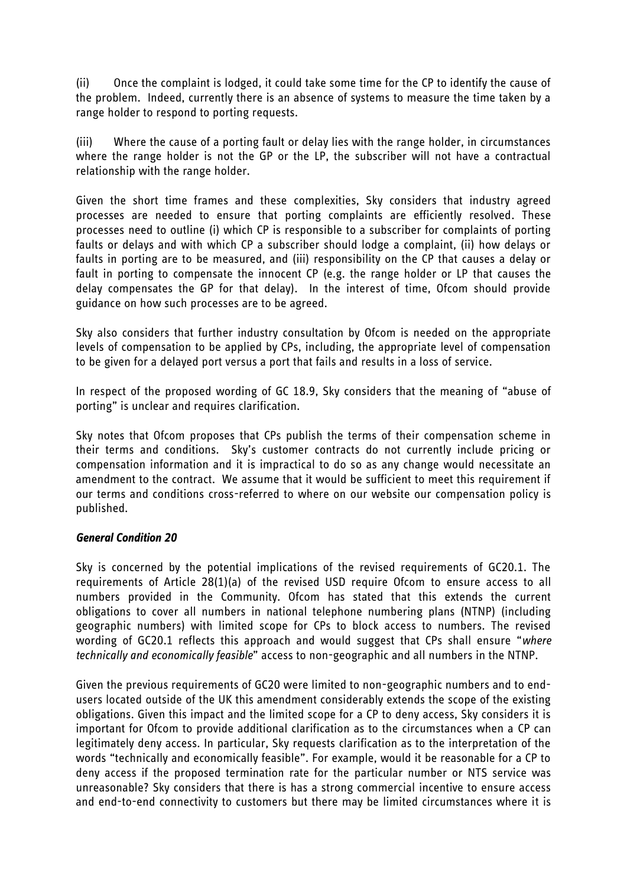(ii) Once the complaint is lodged, it could take some time for the CP to identify the cause of the problem. Indeed, currently there is an absence of systems to measure the time taken by a range holder to respond to porting requests.

(iii) Where the cause of a porting fault or delay lies with the range holder, in circumstances where the range holder is not the GP or the LP, the subscriber will not have a contractual relationship with the range holder.

Given the short time frames and these complexities, Sky considers that industry agreed processes are needed to ensure that porting complaints are efficiently resolved. These processes need to outline (i) which CP is responsible to a subscriber for complaints of porting faults or delays and with which CP a subscriber should lodge a complaint, (ii) how delays or faults in porting are to be measured, and (iii) responsibility on the CP that causes a delay or fault in porting to compensate the innocent CP (e.g. the range holder or LP that causes the delay compensates the GP for that delay). In the interest of time, Ofcom should provide guidance on how such processes are to be agreed.

Sky also considers that further industry consultation by Ofcom is needed on the appropriate levels of compensation to be applied by CPs, including, the appropriate level of compensation to be given for a delayed port versus a port that fails and results in a loss of service.

In respect of the proposed wording of GC 18.9, Sky considers that the meaning of "abuse of porting" is unclear and requires clarification.

Sky notes that Ofcom proposes that CPs publish the terms of their compensation scheme in their terms and conditions. Sky's customer contracts do not currently include pricing or compensation information and it is impractical to do so as any change would necessitate an amendment to the contract. We assume that it would be sufficient to meet this requirement if our terms and conditions cross-referred to where on our website our compensation policy is published.

***General Condition 20***

Sky is concerned by the potential implications of the revised requirements of GC20.1. The requirements of Article 28(1)(a) of the revised USD require Ofcom to ensure access to all numbers provided in the Community. Ofcom has stated that this extends the current obligations to cover all numbers in national telephone numbering plans (NTNP) (including geographic numbers) with limited scope for CPs to block access to numbers. The revised wording of GC20.1 reflects this approach and would suggest that CPs shall ensure "*where technically and economically feasible*" access to non-geographic and all numbers in the NTNP.

Given the previous requirements of GC20 were limited to non-geographic numbers and to end-users located outside of the UK this amendment considerably extends the scope of the existing obligations. Given this impact and the limited scope for a CP to deny access, Sky considers it is important for Ofcom to provide additional clarification as to the circumstances when a CP can legitimately deny access. In particular, Sky requests clarification as to the interpretation of the words "technically and economically feasible". For example, would it be reasonable for a CP to deny access if the proposed termination rate for the particular number or NTS service was unreasonable? Sky considers that there is has a strong commercial incentive to ensure access and end-to-end connectivity to customers but there may be limited circumstances where it is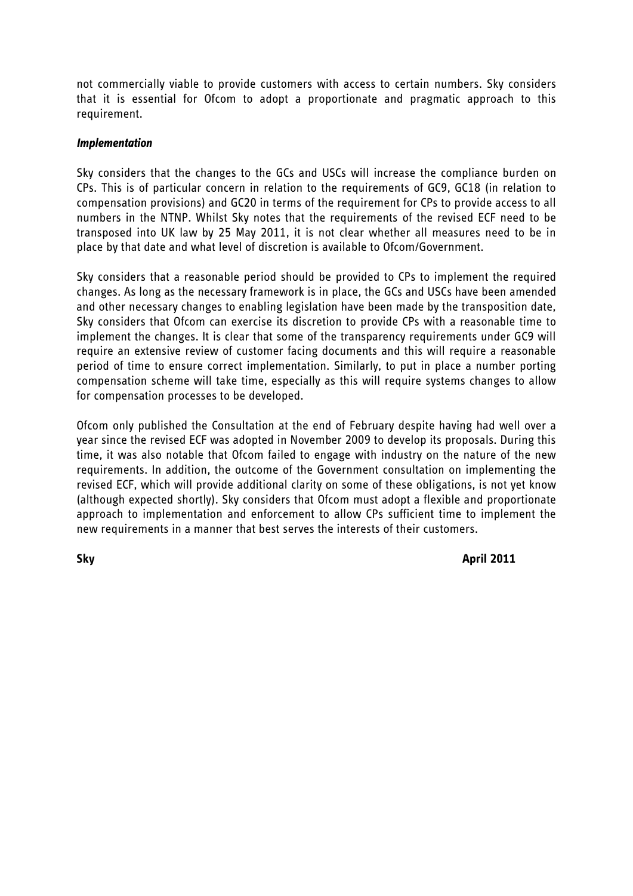not commercially viable to provide customers with access to certain numbers. Sky considers that it is essential for Ofcom to adopt a proportionate and pragmatic approach to this requirement.

***Implementation***

Sky considers that the changes to the GCs and USCs will increase the compliance burden on CPs. This is of particular concern in relation to the requirements of GC9, GC18 (in relation to compensation provisions) and GC20 in terms of the requirement for CPs to provide access to all numbers in the NTNP. Whilst Sky notes that the requirements of the revised ECF need to be transposed into UK law by 25 May 2011, it is not clear whether all measures need to be in place by that date and what level of discretion is available to Ofcom/Government.

Sky considers that a reasonable period should be provided to CPs to implement the required changes. As long as the necessary framework is in place, the GCs and USCs have been amended and other necessary changes to enabling legislation have been made by the transposition date, Sky considers that Ofcom can exercise its discretion to provide CPs with a reasonable time to implement the changes. It is clear that some of the transparency requirements under GC9 will require an extensive review of customer facing documents and this will require a reasonable period of time to ensure correct implementation. Similarly, to put in place a number porting compensation scheme will take time, especially as this will require systems changes to allow for compensation processes to be developed.

Ofcom only published the Consultation at the end of February despite having had well over a year since the revised ECF was adopted in November 2009 to develop its proposals. During this time, it was also notable that Ofcom failed to engage with industry on the nature of the new requirements. In addition, the outcome of the Government consultation on implementing the revised ECF, which will provide additional clarity on some of these obligations, is not yet know (although expected shortly). Sky considers that Ofcom must adopt a flexible and proportionate approach to implementation and enforcement to allow CPs sufficient time to implement the new requirements in a manner that best serves the interests of their customers.

**Sky** **April 2011**